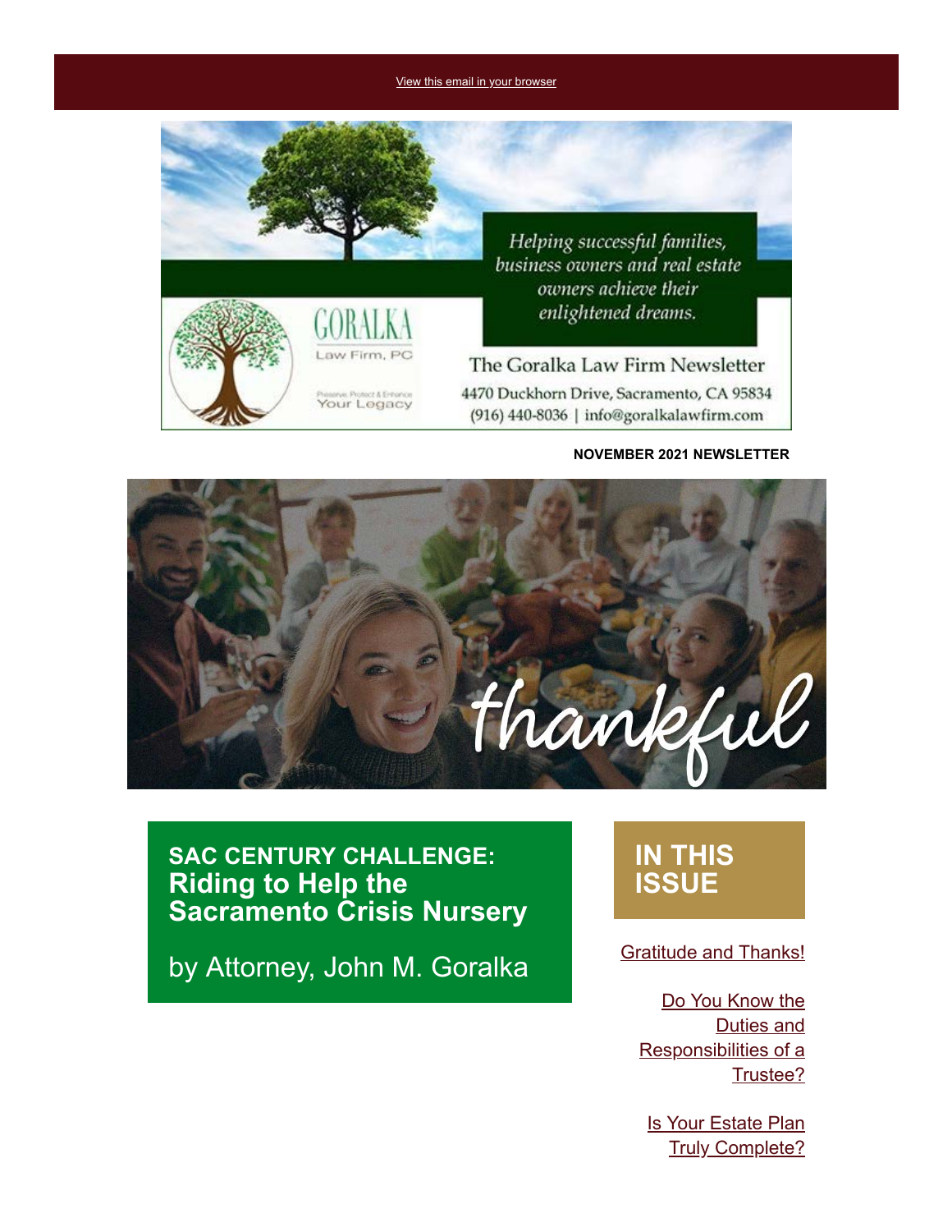View this email in your browser

Helping successful families, business owners and real estate owners achieve their enlightened dreams.

GORALKA Law Firm, PC

Preserve, Protect & Enhance Your Legacy

The Goralka Law Firm Newsletter

4470 Duckhorn Drive, Sacramento, CA 95834

(916) 440-8036 | info@goralkalawfirm.com

**NOVEMBER 2021 NEWSLETTER**

thankful

## SAC CENTURY CHALLENGE: Riding to Help the Sacramento Crisis Nursery

by Attorney, John M. Goralka

## IN THIS ISSUE

Gratitude and Thanks!

Do You Know the Duties and Responsibilities of a Trustee?

Is Your Estate Plan Truly Complete?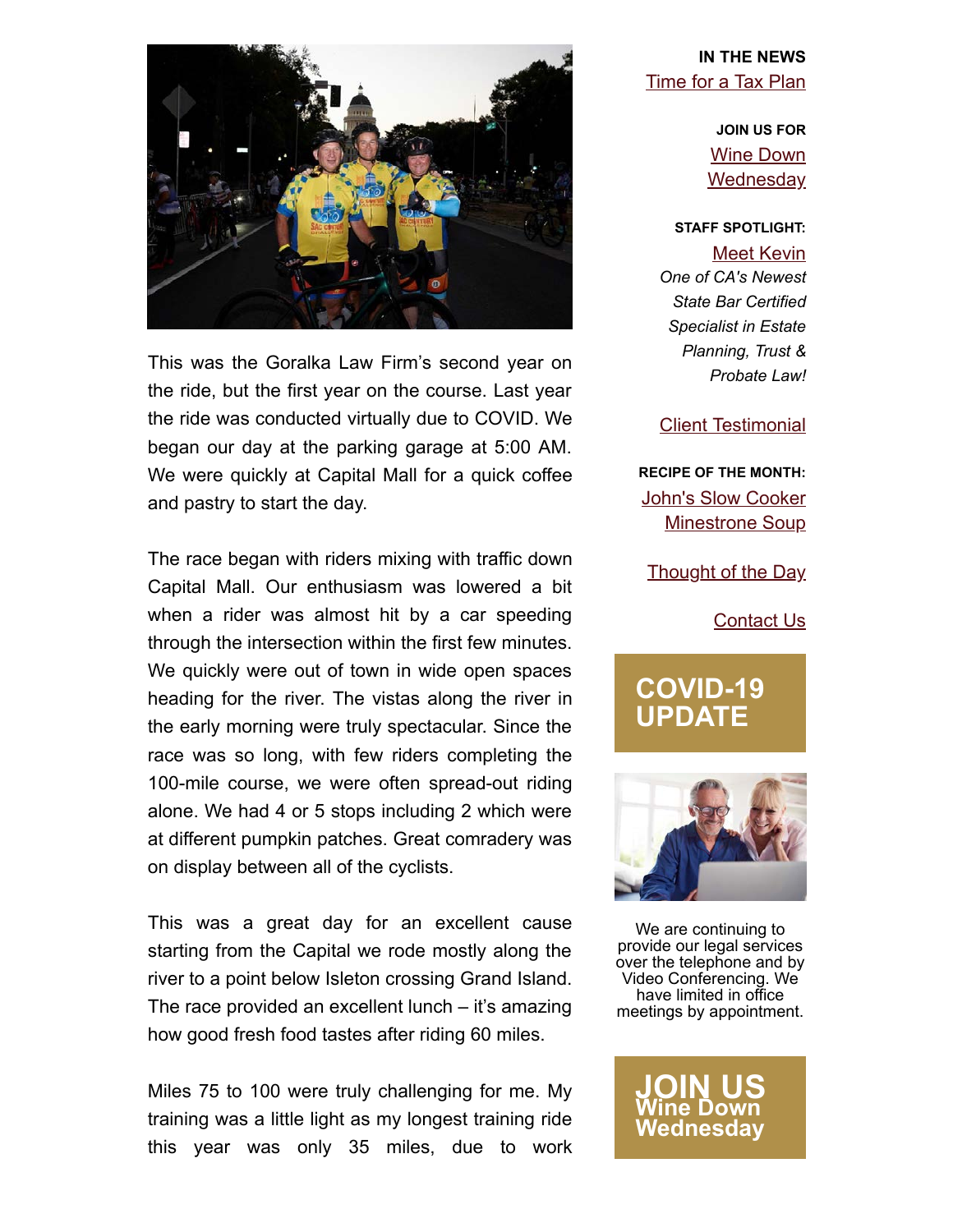This was the Goralka Law Firm's second year on the ride, but the first year on the course. Last year the ride was conducted virtually due to COVID. We began our day at the parking garage at 5:00 AM. We were quickly at Capital Mall for a quick coffee and pastry to start the day.

The race began with riders mixing with traffic down Capital Mall. Our enthusiasm was lowered a bit when a rider was almost hit by a car speeding through the intersection within the first few minutes. We quickly were out of town in wide open spaces heading for the river. The vistas along the river in the early morning were truly spectacular. Since the race was so long, with few riders completing the 100-mile course, we were often spread-out riding alone. We had 4 or 5 stops including 2 which were at different pumpkin patches. Great comradery was on display between all of the cyclists.

This was a great day for an excellent cause starting from the Capital we rode mostly along the river to a point below Isleton crossing Grand Island. The race provided an excellent lunch – it's amazing how good fresh food tastes after riding 60 miles.

Miles 75 to 100 were truly challenging for me. My training was a little light as my longest training ride this year was only 35 miles, due to work

**IN THE NEWS**

Time for a Tax Plan

**JOIN US FOR**

Wine Down Wednesday

**STAFF SPOTLIGHT:**

Meet Kevin

*One of CA's Newest State Bar Certified Specialist in Estate Planning, Trust & Probate Law!*

Client Testimonial

**RECIPE OF THE MONTH:**

John's Slow Cooker Minestrone Soup

Thought of the Day

Contact Us

**COVID-19 UPDATE**

We are continuing to provide our legal services over the telephone and by Video Conferencing. We have limited in office meetings by appointment.

**JOIN US**
**Wine Down Wednesday**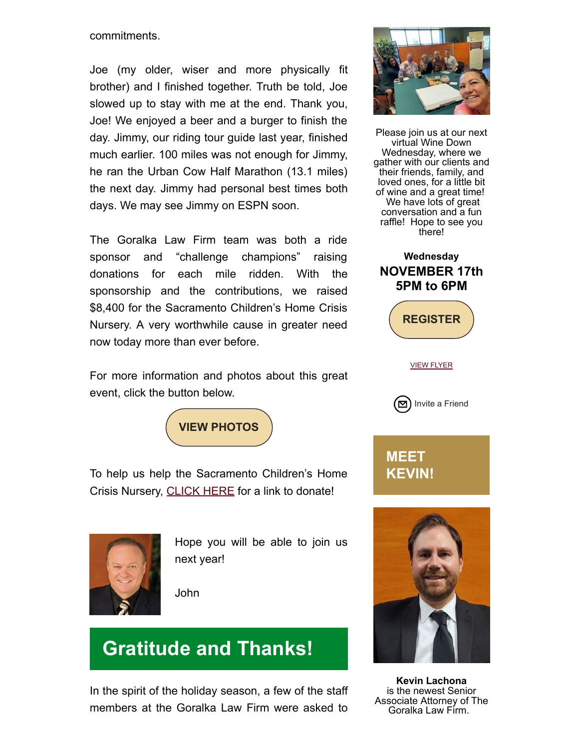commitments.

Joe (my older, wiser and more physically fit brother) and I finished together. Truth be told, Joe slowed up to stay with me at the end. Thank you, Joe! We enjoyed a beer and a burger to finish the day. Jimmy, our riding tour guide last year, finished much earlier. 100 miles was not enough for Jimmy, he ran the Urban Cow Half Marathon (13.1 miles) the next day. Jimmy had personal best times both days. We may see Jimmy on ESPN soon.

The Goralka Law Firm team was both a ride sponsor and "challenge champions" raising donations for each mile ridden. With the sponsorship and the contributions, we raised $8,400 for the Sacramento Children's Home Crisis Nursery. A very worthwhile cause in greater need now today more than ever before.

For more information and photos about this great event, click the button below.

**VIEW PHOTOS**

To help us help the Sacramento Children's Home Crisis Nursery, CLICK HERE for a link to donate!

Hope you will be able to join us next year!

John

## Gratitude and Thanks!

In the spirit of the holiday season, a few of the staff members at the Goralka Law Firm were asked to

Please join us at our next virtual Wine Down Wednesday, where we gather with our clients and their friends, family, and loved ones, for a little bit of wine and a great time! We have lots of great conversation and a fun raffle! Hope to see you there!

**Wednesday**
**NOVEMBER 17th**
**5PM to 6PM**

**REGISTER**

VIEW FLYER

Invite a Friend

## MEET KEVIN!

**Kevin Lachona**
is the newest Senior Associate Attorney of The Goralka Law Firm.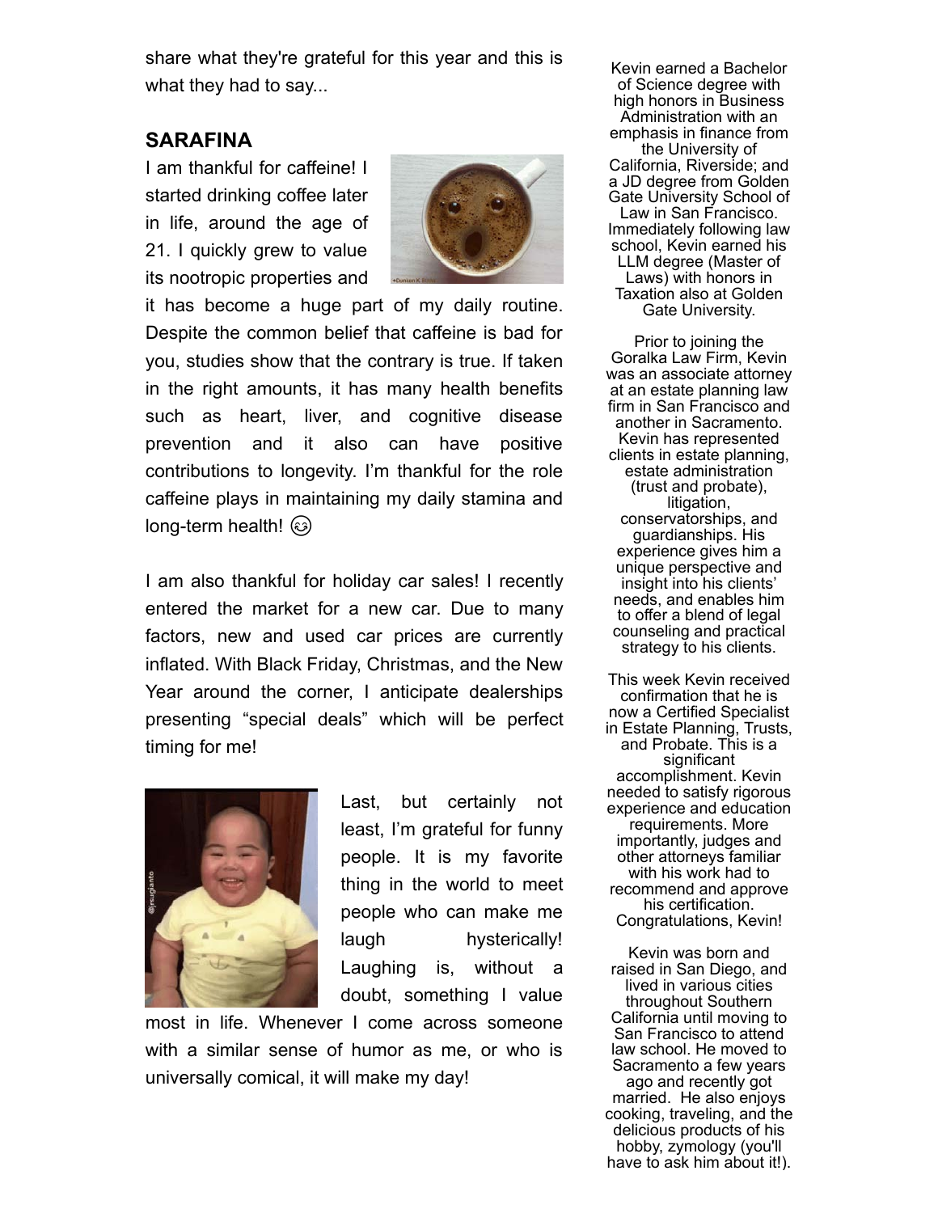share what they're grateful for this year and this is what they had to say...

## SARAFINA

I am thankful for caffeine! I started drinking coffee later in life, around the age of 21. I quickly grew to value its nootropic properties and it has become a huge part of my daily routine. Despite the common belief that caffeine is bad for you, studies show that the contrary is true. If taken in the right amounts, it has many health benefits such as heart, liver, and cognitive disease prevention and it also can have positive contributions to longevity. I'm thankful for the role caffeine plays in maintaining my daily stamina and long-term health! 😊

I am also thankful for holiday car sales! I recently entered the market for a new car. Due to many factors, new and used car prices are currently inflated. With Black Friday, Christmas, and the New Year around the corner, I anticipate dealerships presenting "special deals" which will be perfect timing for me!

Last, but certainly not least, I'm grateful for funny people. It is my favorite thing in the world to meet people who can make me laugh hysterically! Laughing is, without a doubt, something I value most in life. Whenever I come across someone with a similar sense of humor as me, or who is universally comical, it will make my day!

Kevin earned a Bachelor of Science degree with high honors in Business Administration with an emphasis in finance from the University of California, Riverside; and a JD degree from Golden Gate University School of Law in San Francisco. Immediately following law school, Kevin earned his LLM degree (Master of Laws) with honors in Taxation also at Golden Gate University.

Prior to joining the Goralka Law Firm, Kevin was an associate attorney at an estate planning law firm in San Francisco and another in Sacramento. Kevin has represented clients in estate planning, estate administration (trust and probate), litigation, conservatorships, and guardianships. His experience gives him a unique perspective and insight into his clients' needs, and enables him to offer a blend of legal counseling and practical strategy to his clients.

This week Kevin received confirmation that he is now a Certified Specialist in Estate Planning, Trusts, and Probate. This is a significant accomplishment. Kevin needed to satisfy rigorous experience and education requirements. More importantly, judges and other attorneys familiar with his work had to recommend and approve his certification. Congratulations, Kevin!

Kevin was born and raised in San Diego, and lived in various cities throughout Southern California until moving to San Francisco to attend law school. He moved to Sacramento a few years ago and recently got married. He also enjoys cooking, traveling, and the delicious products of his hobby, zymology (you'll have to ask him about it!).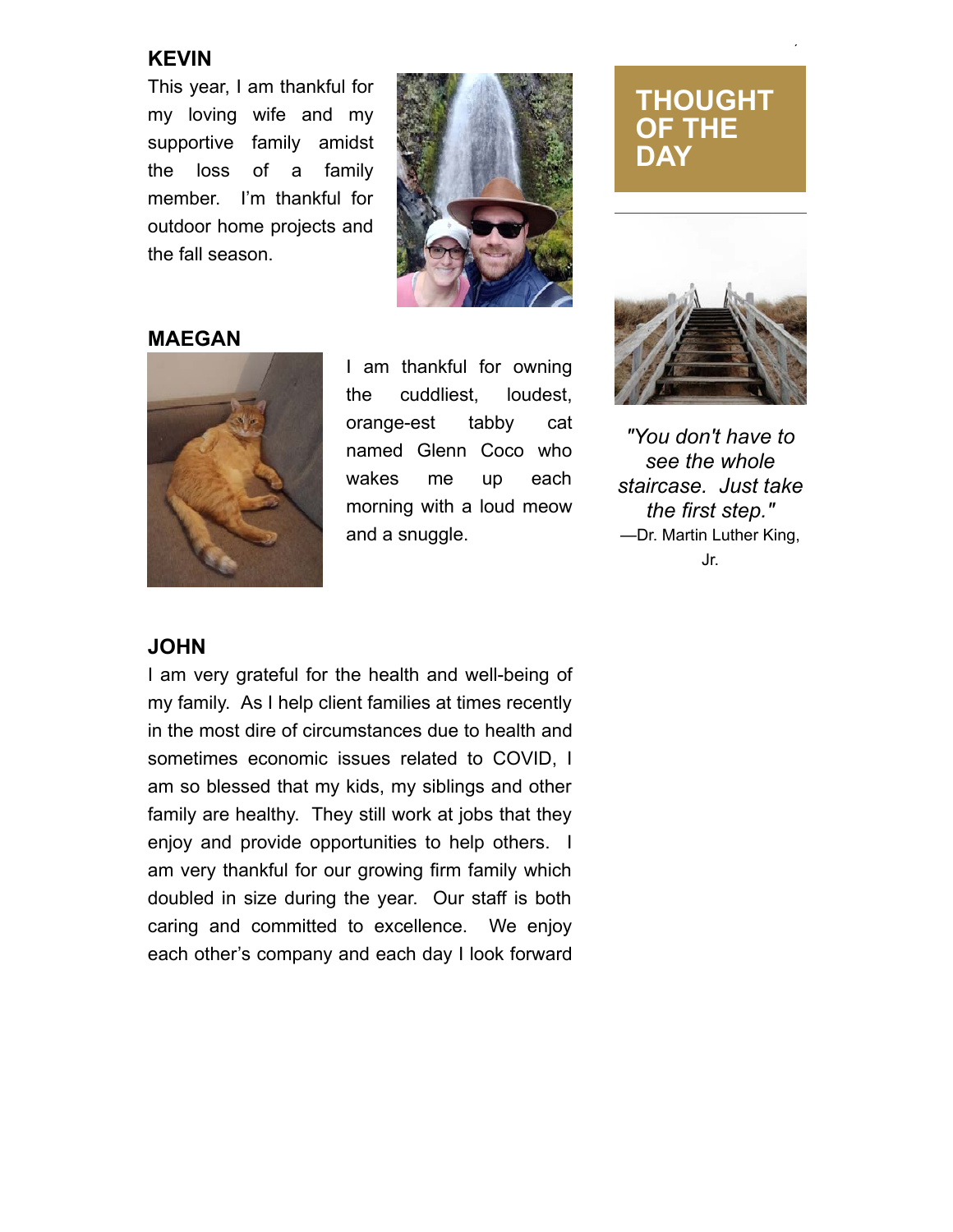## KEVIN

This year, I am thankful for my loving wife and my supportive family amidst the loss of a family member. I'm thankful for outdoor home projects and the fall season.

## MAEGAN

I am thankful for owning the cuddliest, loudest, orange-est tabby cat named Glenn Coco who wakes me up each morning with a loud meow and a snuggle.

## JOHN

I am very grateful for the health and well-being of my family. As I help client families at times recently in the most dire of circumstances due to health and sometimes economic issues related to COVID, I am so blessed that my kids, my siblings and other family are healthy. They still work at jobs that they enjoy and provide opportunities to help others. I am very thankful for our growing firm family which doubled in size during the year. Our staff is both caring and committed to excellence. We enjoy each other's company and each day I look forward

## THOUGHT OF THE DAY

*"You don't have to see the whole staircase. Just take the first step."*

—Dr. Martin Luther King, Jr.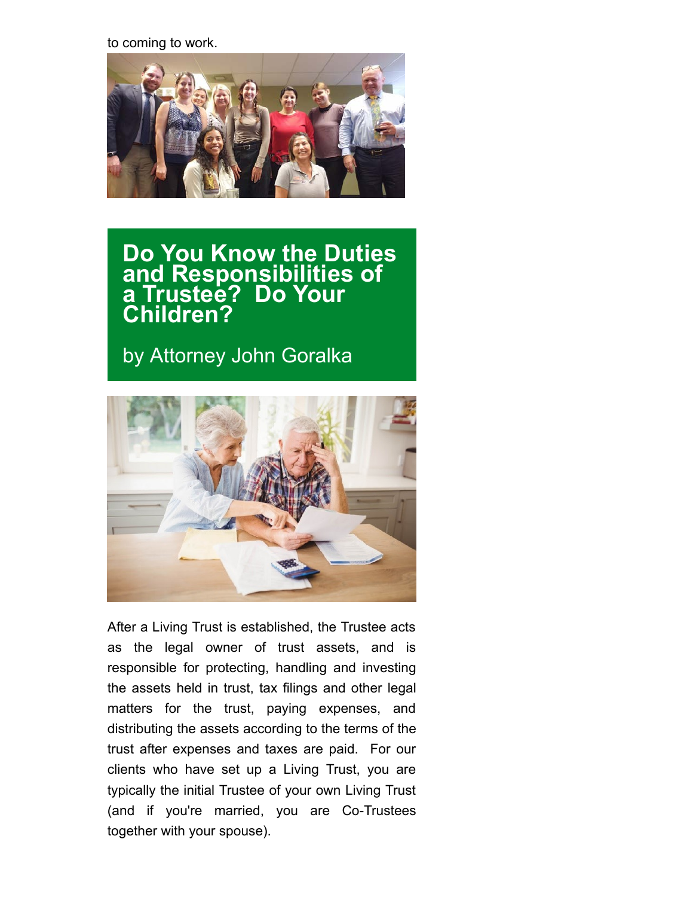to coming to work.

## Do You Know the Duties and Responsibilities of a Trustee? Do Your Children?

by Attorney John Goralka

After a Living Trust is established, the Trustee acts as the legal owner of trust assets, and is responsible for protecting, handling and investing the assets held in trust, tax filings and other legal matters for the trust, paying expenses, and distributing the assets according to the terms of the trust after expenses and taxes are paid. For our clients who have set up a Living Trust, you are typically the initial Trustee of your own Living Trust (and if you're married, you are Co-Trustees together with your spouse).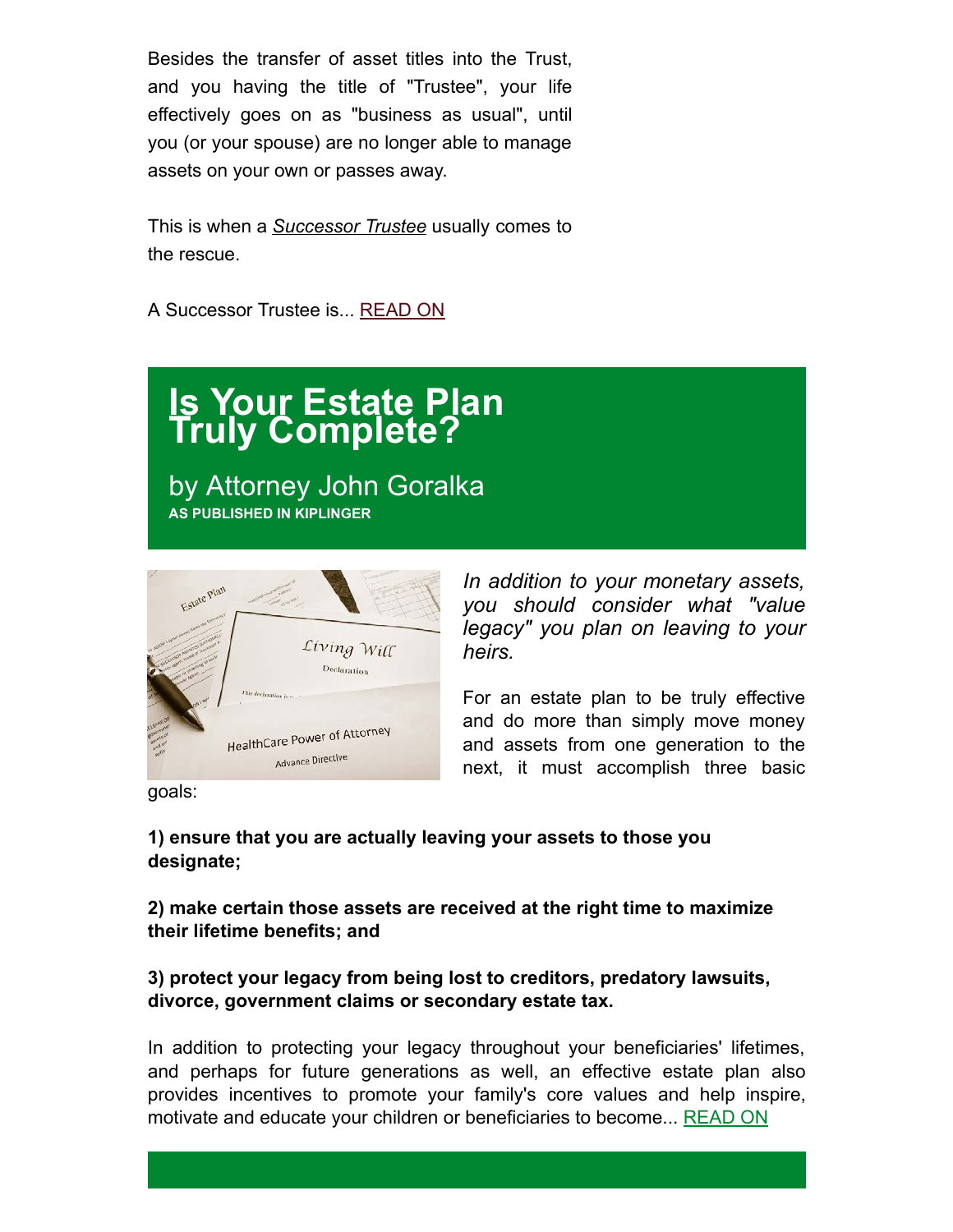Besides the transfer of asset titles into the Trust, and you having the title of "Trustee", your life effectively goes on as "business as usual", until you (or your spouse) are no longer able to manage assets on your own or passes away.

This is when a ***Successor Trustee*** usually comes to the rescue.

A Successor Trustee is... READ ON

# Is Your Estate Plan Truly Complete?

## by Attorney John Goralka

**AS PUBLISHED IN KIPLINGER**

*In addition to your monetary assets, you should consider what "value legacy" you plan on leaving to your heirs.*

For an estate plan to be truly effective and do more than simply move money and assets from one generation to the next, it must accomplish three basic goals:

**1) ensure that you are actually leaving your assets to those you designate;**

**2) make certain those assets are received at the right time to maximize their lifetime benefits; and**

**3) protect your legacy from being lost to creditors, predatory lawsuits, divorce, government claims or secondary estate tax.**

In addition to protecting your legacy throughout your beneficiaries' lifetimes, and perhaps for future generations as well, an effective estate plan also provides incentives to promote your family's core values and help inspire, motivate and educate your children or beneficiaries to become... READ ON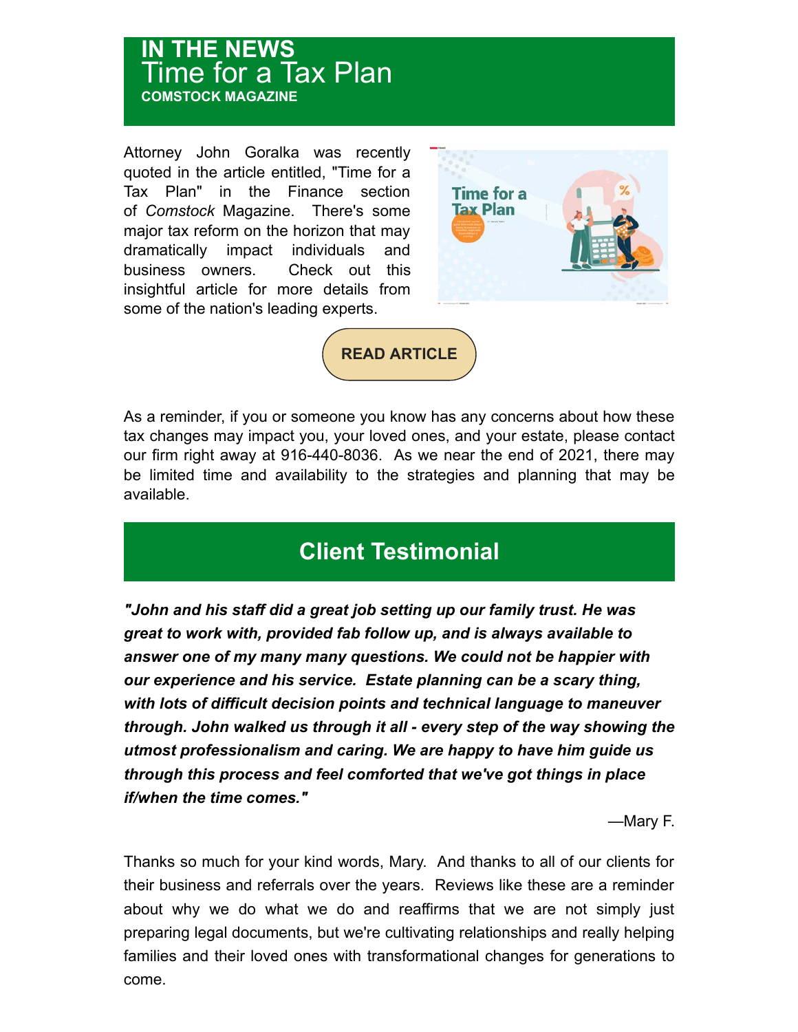## IN THE NEWS

# Time for a Tax Plan

**COMSTOCK MAGAZINE**

Attorney John Goralka was recently quoted in the article entitled, "Time for a Tax Plan" in the Finance section of *Comstock* Magazine. There's some major tax reform on the horizon that may dramatically impact individuals and business owners. Check out this insightful article for more details from some of the nation's leading experts.

**READ ARTICLE**

As a reminder, if you or someone you know has any concerns about how these tax changes may impact you, your loved ones, and your estate, please contact our firm right away at 916-440-8036. As we near the end of 2021, there may be limited time and availability to the strategies and planning that may be available.

## Client Testimonial

***"John and his staff did a great job setting up our family trust. He was great to work with, provided fab follow up, and is always available to answer one of my many many questions. We could not be happier with our experience and his service. Estate planning can be a scary thing, with lots of difficult decision points and technical language to maneuver through. John walked us through it all - every step of the way showing the utmost professionalism and caring. We are happy to have him guide us through this process and feel comforted that we've got things in place if/when the time comes."***

—Mary F.

Thanks so much for your kind words, Mary. And thanks to all of our clients for their business and referrals over the years. Reviews like these are a reminder about why we do what we do and reaffirms that we are not simply just preparing legal documents, but we're cultivating relationships and really helping families and their loved ones with transformational changes for generations to come.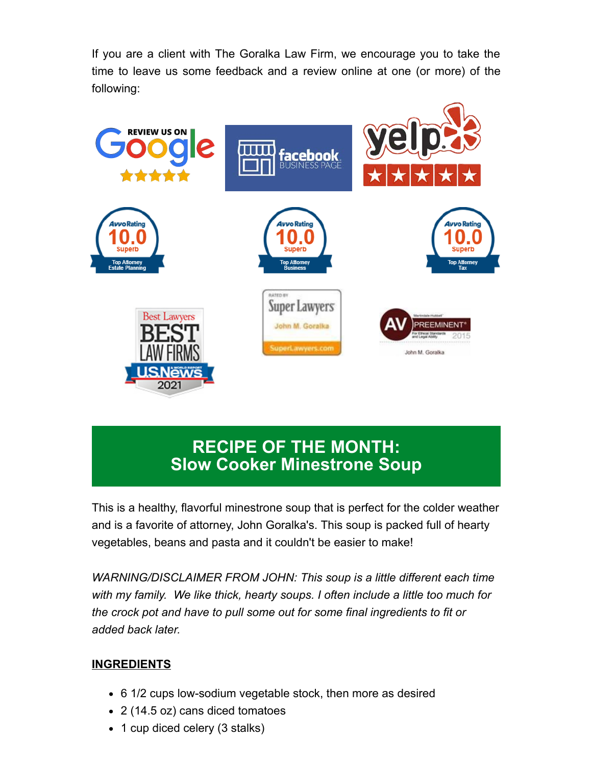If you are a client with The Goralka Law Firm, we encourage you to take the time to leave us some feedback and a review online at one (or more) of the following:

## RECIPE OF THE MONTH: Slow Cooker Minestrone Soup

This is a healthy, flavorful minestrone soup that is perfect for the colder weather and is a favorite of attorney, John Goralka's. This soup is packed full of hearty vegetables, beans and pasta and it couldn't be easier to make!

*WARNING/DISCLAIMER FROM JOHN: This soup is a little different each time with my family. We like thick, hearty soups. I often include a little too much for the crock pot and have to pull some out for some final ingredients to fit or added back later.*

**INGREDIENTS**

- 6 1/2 cups low-sodium vegetable stock, then more as desired
- 2 (14.5 oz) cans diced tomatoes
- 1 cup diced celery (3 stalks)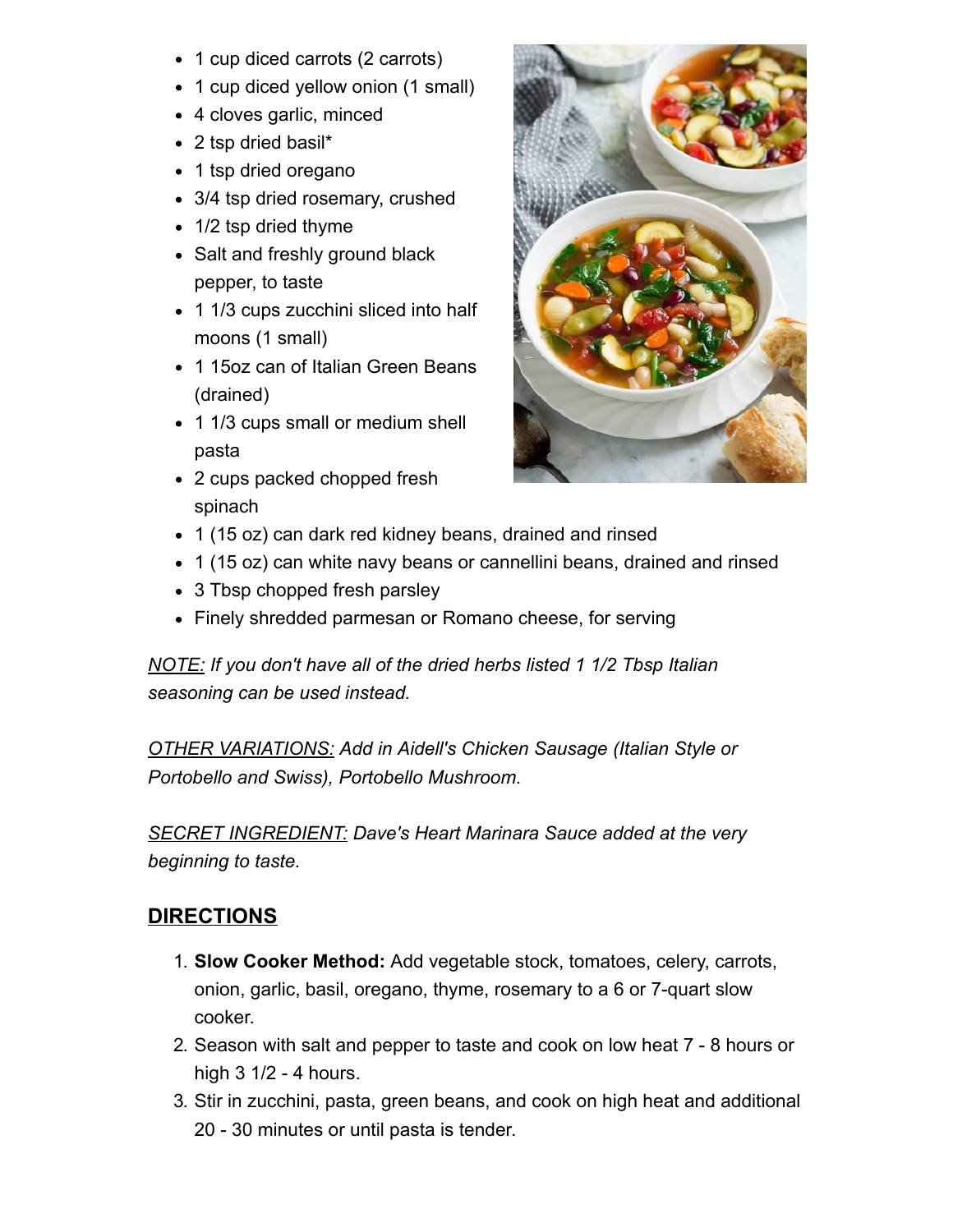- 1 cup diced carrots (2 carrots)
- 1 cup diced yellow onion (1 small)
- 4 cloves garlic, minced
- 2 tsp dried basil*
- 1 tsp dried oregano
- 3/4 tsp dried rosemary, crushed
- 1/2 tsp dried thyme
- Salt and freshly ground black pepper, to taste
- 1 1/3 cups zucchini sliced into half moons (1 small)
- 1 15oz can of Italian Green Beans (drained)
- 1 1/3 cups small or medium shell pasta
- 2 cups packed chopped fresh spinach
- 1 (15 oz) can dark red kidney beans, drained and rinsed
- 1 (15 oz) can white navy beans or cannellini beans, drained and rinsed
- 3 Tbsp chopped fresh parsley
- Finely shredded parmesan or Romano cheese, for serving

*NOTE: If you don't have all of the dried herbs listed 1 1/2 Tbsp Italian seasoning can be used instead.*

*OTHER VARIATIONS: Add in Aidell's Chicken Sausage (Italian Style or Portobello and Swiss), Portobello Mushroom.*

*SECRET INGREDIENT: Dave's Heart Marinara Sauce added at the very beginning to taste.*

## DIRECTIONS

1. **Slow Cooker Method:** Add vegetable stock, tomatoes, celery, carrots, onion, garlic, basil, oregano, thyme, rosemary to a 6 or 7-quart slow cooker.
2. Season with salt and pepper to taste and cook on low heat 7 - 8 hours or high 3 1/2 - 4 hours.
3. Stir in zucchini, pasta, green beans, and cook on high heat and additional 20 - 30 minutes or until pasta is tender.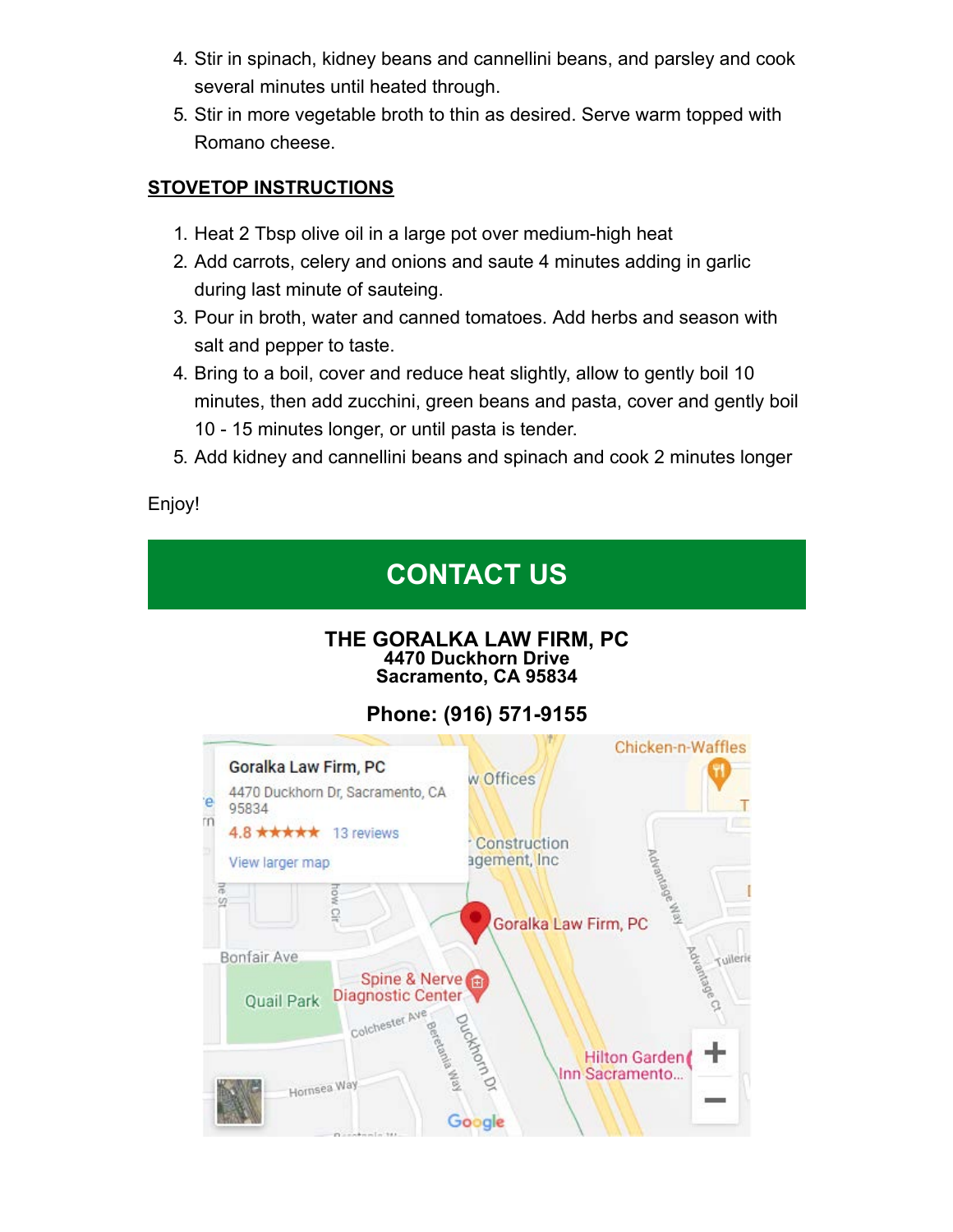4. Stir in spinach, kidney beans and cannellini beans, and parsley and cook several minutes until heated through.
5. Stir in more vegetable broth to thin as desired. Serve warm topped with Romano cheese.

**STOVETOP INSTRUCTIONS**

1. Heat 2 Tbsp olive oil in a large pot over medium-high heat
2. Add carrots, celery and onions and saute 4 minutes adding in garlic during last minute of sauteing.
3. Pour in broth, water and canned tomatoes. Add herbs and season with salt and pepper to taste.
4. Bring to a boil, cover and reduce heat slightly, allow to gently boil 10 minutes, then add zucchini, green beans and pasta, cover and gently boil 10 - 15 minutes longer, or until pasta is tender.
5. Add kidney and cannellini beans and spinach and cook 2 minutes longer

Enjoy!

## CONTACT US

**THE GORALKA LAW FIRM, PC**
**4470 Duckhorn Drive**
**Sacramento, CA 95834**

**Phone: (916) 571-9155**

Goralka Law Firm, PC
4470 Duckhorn Dr, Sacramento, CA 95834
4.8 ★★★★★ 13 reviews
View larger map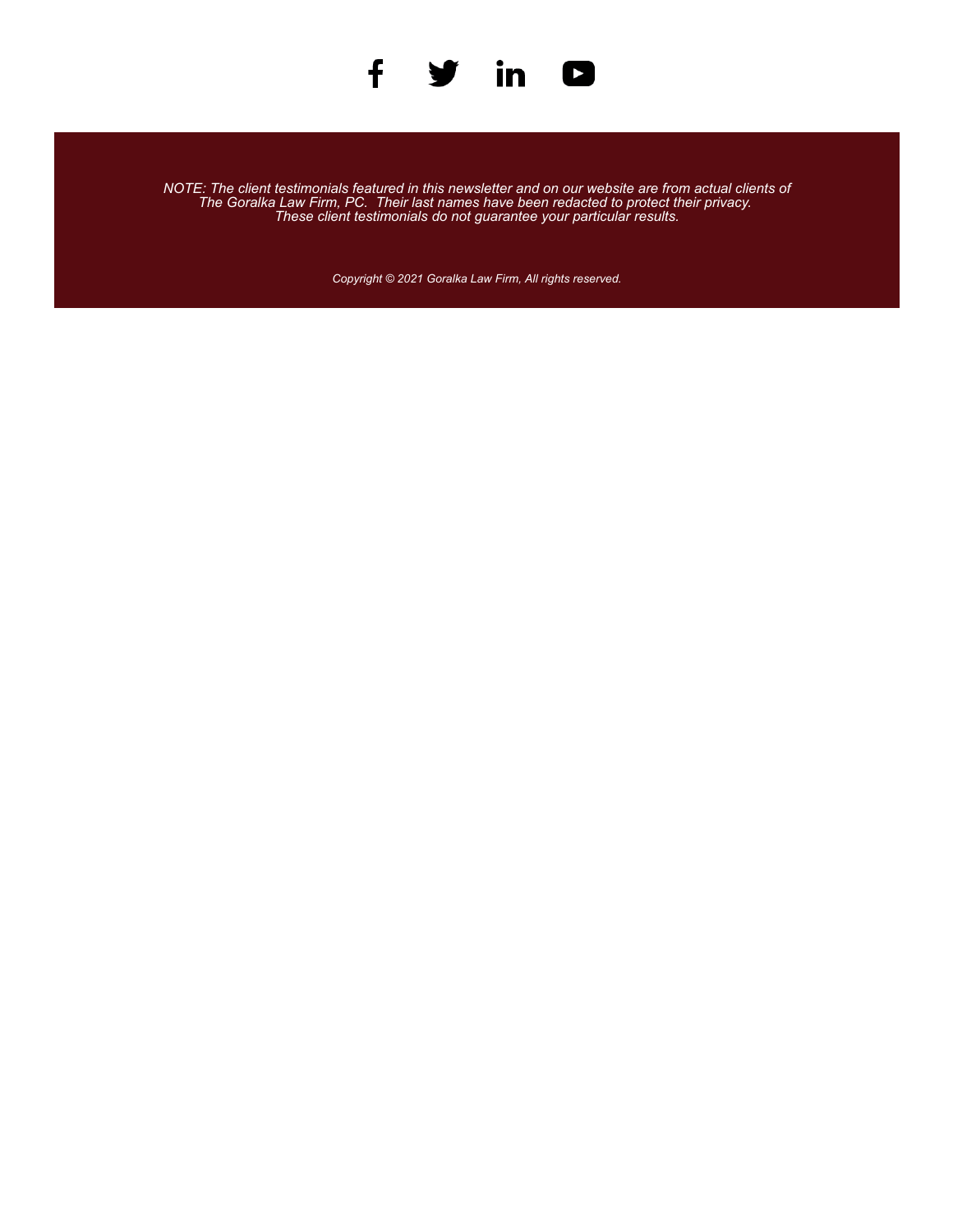*NOTE: The client testimonials featured in this newsletter and on our website are from actual clients of The Goralka Law Firm, PC. Their last names have been redacted to protect their privacy. These client testimonials do not guarantee your particular results.*

*Copyright © 2021 Goralka Law Firm, All rights reserved.*